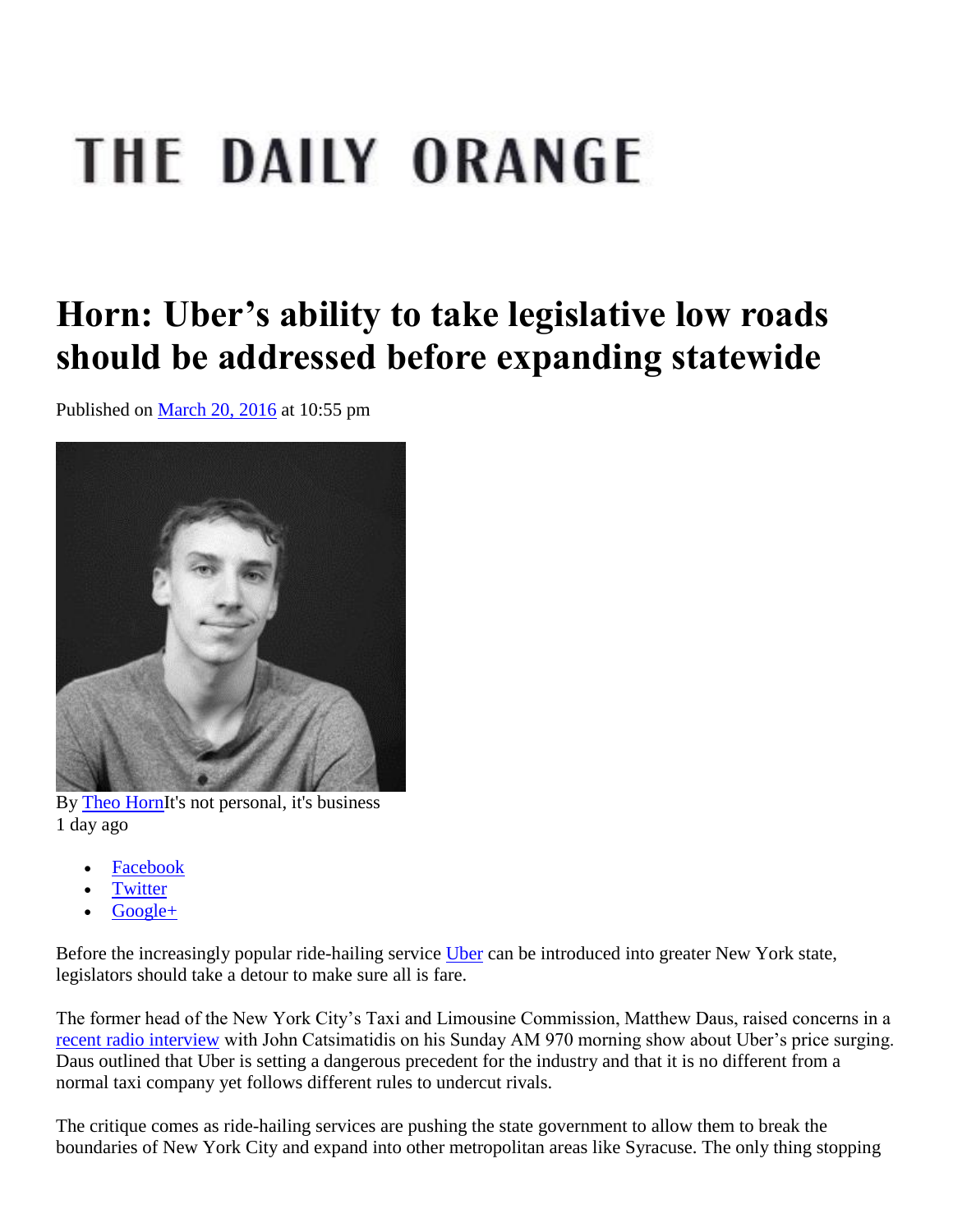# THE DAILY ORANGE

# Horn: Uber's ability to take legislative low roads should be addressed before expanding statewide

Published on March 20, 2016 at 10:55 pm

By Theo HornIt's not personal, it's business
1 day ago

- Facebook
- Twitter
- Google+

Before the increasingly popular ride-hailing service Uber can be introduced into greater New York state, legislators should take a detour to make sure all is fare.

The former head of the New York City's Taxi and Limousine Commission, Matthew Daus, raised concerns in a recent radio interview with John Catsimatidis on his Sunday AM 970 morning show about Uber's price surging. Daus outlined that Uber is setting a dangerous precedent for the industry and that it is no different from a normal taxi company yet follows different rules to undercut rivals.

The critique comes as ride-hailing services are pushing the state government to allow them to break the boundaries of New York City and expand into other metropolitan areas like Syracuse. The only thing stopping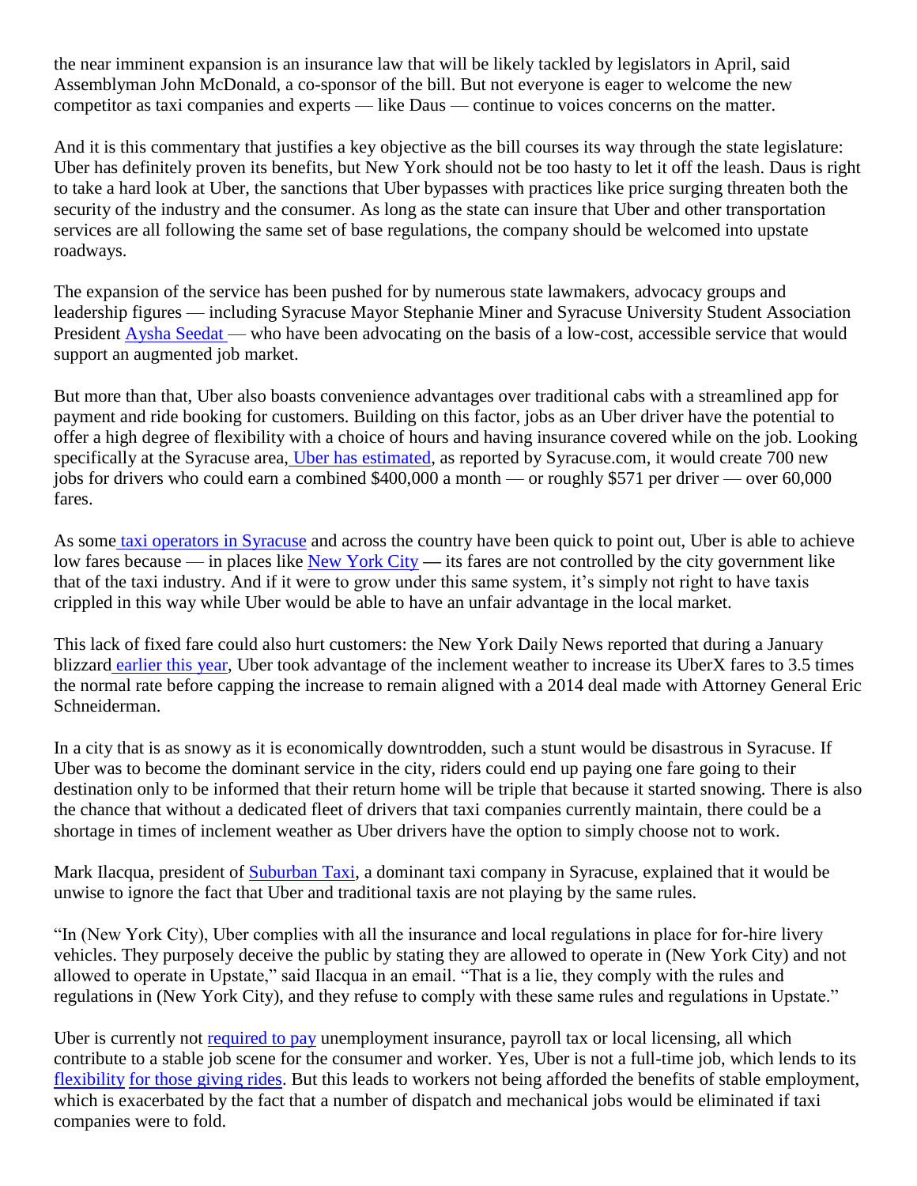the near imminent expansion is an insurance law that will be likely tackled by legislators in April, said Assemblyman John McDonald, a co-sponsor of the bill. But not everyone is eager to welcome the new competitor as taxi companies and experts — like Daus — continue to voices concerns on the matter.

And it is this commentary that justifies a key objective as the bill courses its way through the state legislature: Uber has definitely proven its benefits, but New York should not be too hasty to let it off the leash. Daus is right to take a hard look at Uber, the sanctions that Uber bypasses with practices like price surging threaten both the security of the industry and the consumer. As long as the state can insure that Uber and other transportation services are all following the same set of base regulations, the company should be welcomed into upstate roadways.

The expansion of the service has been pushed for by numerous state lawmakers, advocacy groups and leadership figures — including Syracuse Mayor Stephanie Miner and Syracuse University Student Association President Aysha Seedat — who have been advocating on the basis of a low-cost, accessible service that would support an augmented job market.

But more than that, Uber also boasts convenience advantages over traditional cabs with a streamlined app for payment and ride booking for customers. Building on this factor, jobs as an Uber driver have the potential to offer a high degree of flexibility with a choice of hours and having insurance covered while on the job. Looking specifically at the Syracuse area, Uber has estimated, as reported by Syracuse.com, it would create 700 new jobs for drivers who could earn a combined $400,000 a month — or roughly $571 per driver — over 60,000 fares.

As some taxi operators in Syracuse and across the country have been quick to point out, Uber is able to achieve low fares because — in places like New York City — its fares are not controlled by the city government like that of the taxi industry. And if it were to grow under this same system, it's simply not right to have taxis crippled in this way while Uber would be able to have an unfair advantage in the local market.

This lack of fixed fare could also hurt customers: the New York Daily News reported that during a January blizzard earlier this year, Uber took advantage of the inclement weather to increase its UberX fares to 3.5 times the normal rate before capping the increase to remain aligned with a 2014 deal made with Attorney General Eric Schneiderman.

In a city that is as snowy as it is economically downtrodden, such a stunt would be disastrous in Syracuse. If Uber was to become the dominant service in the city, riders could end up paying one fare going to their destination only to be informed that their return home will be triple that because it started snowing. There is also the chance that without a dedicated fleet of drivers that taxi companies currently maintain, there could be a shortage in times of inclement weather as Uber drivers have the option to simply choose not to work.

Mark Ilacqua, president of Suburban Taxi, a dominant taxi company in Syracuse, explained that it would be unwise to ignore the fact that Uber and traditional taxis are not playing by the same rules.

"In (New York City), Uber complies with all the insurance and local regulations in place for for-hire livery vehicles. They purposely deceive the public by stating they are allowed to operate in (New York City) and not allowed to operate in Upstate," said Ilacqua in an email. "That is a lie, they comply with the rules and regulations in (New York City), and they refuse to comply with these same rules and regulations in Upstate."

Uber is currently not required to pay unemployment insurance, payroll tax or local licensing, all which contribute to a stable job scene for the consumer and worker. Yes, Uber is not a full-time job, which lends to its flexibility for those giving rides. But this leads to workers not being afforded the benefits of stable employment, which is exacerbated by the fact that a number of dispatch and mechanical jobs would be eliminated if taxi companies were to fold.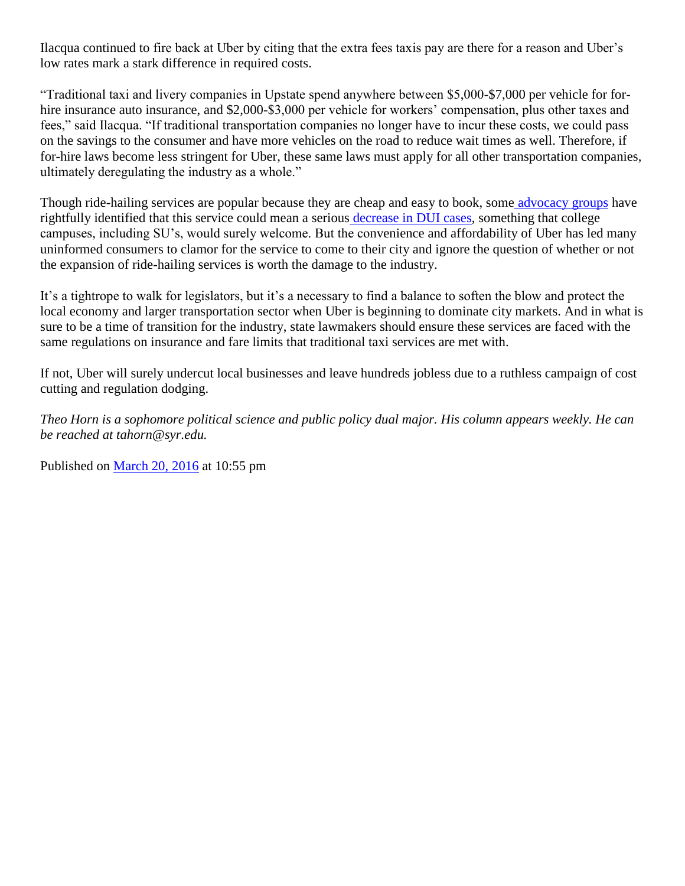Ilacqua continued to fire back at Uber by citing that the extra fees taxis pay are there for a reason and Uber's low rates mark a stark difference in required costs.

"Traditional taxi and livery companies in Upstate spend anywhere between $5,000-$7,000 per vehicle for for-hire insurance auto insurance, and $2,000-$3,000 per vehicle for workers' compensation, plus other taxes and fees," said Ilacqua. "If traditional transportation companies no longer have to incur these costs, we could pass on the savings to the consumer and have more vehicles on the road to reduce wait times as well. Therefore, if for-hire laws become less stringent for Uber, these same laws must apply for all other transportation companies, ultimately deregulating the industry as a whole."

Though ride-hailing services are popular because they are cheap and easy to book, some advocacy groups have rightfully identified that this service could mean a serious decrease in DUI cases, something that college campuses, including SU's, would surely welcome. But the convenience and affordability of Uber has led many uninformed consumers to clamor for the service to come to their city and ignore the question of whether or not the expansion of ride-hailing services is worth the damage to the industry.

It's a tightrope to walk for legislators, but it's a necessary to find a balance to soften the blow and protect the local economy and larger transportation sector when Uber is beginning to dominate city markets. And in what is sure to be a time of transition for the industry, state lawmakers should ensure these services are faced with the same regulations on insurance and fare limits that traditional taxi services are met with.

If not, Uber will surely undercut local businesses and leave hundreds jobless due to a ruthless campaign of cost cutting and regulation dodging.

*Theo Horn is a sophomore political science and public policy dual major. His column appears weekly. He can be reached at tahorn@syr.edu.*

Published on March 20, 2016 at 10:55 pm